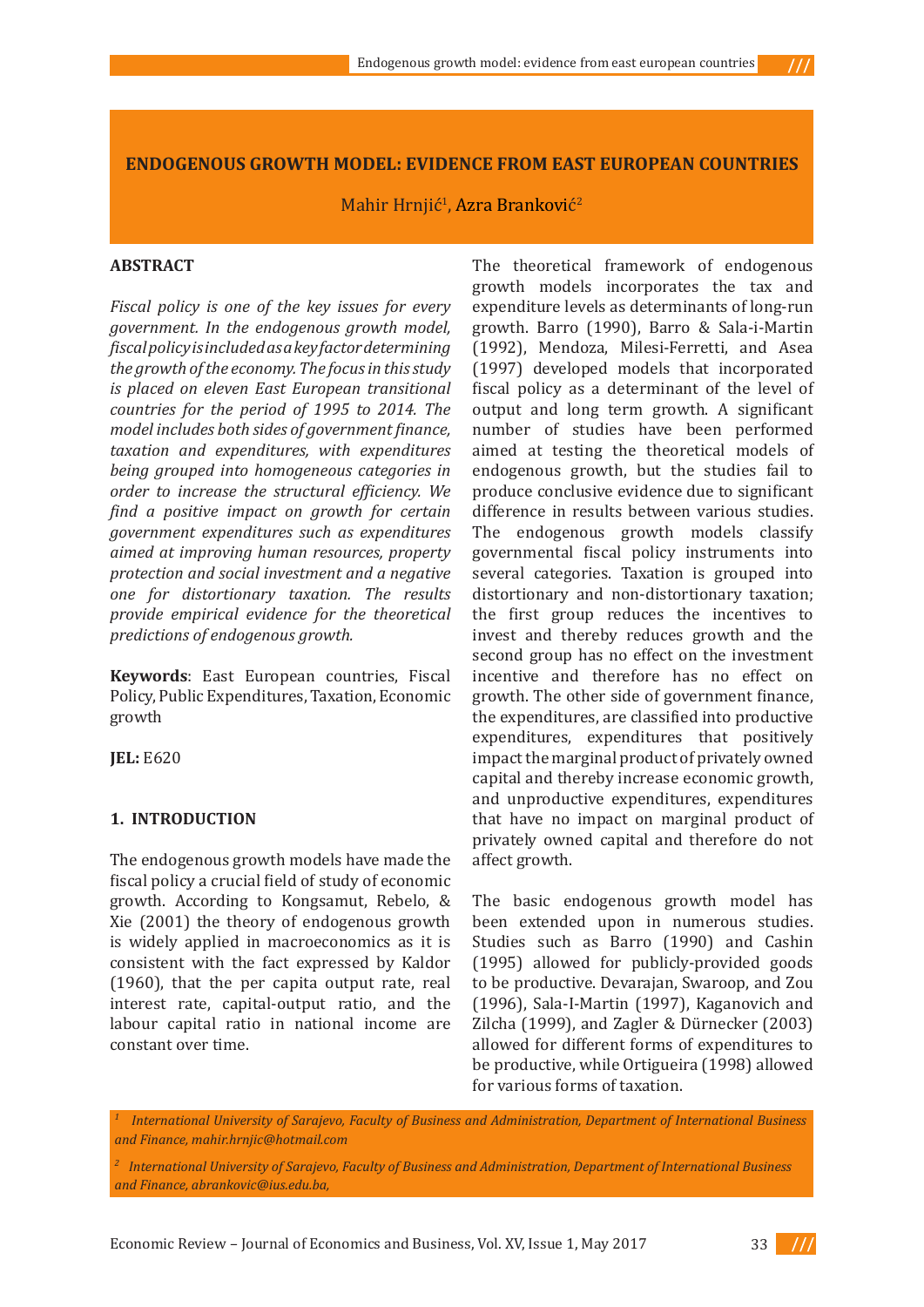# ENDOGENOUS GROWTH MODEL: EVIDENCE FROM EAST EUROPEAN COUNTRIES

Mahir Hrnjić[1], Azra Branković[2]

## ABSTRACT

*Fiscal policy is one of the key issues for every government. In the endogenous growth model, fiscal policy is included as a key factor determining the growth of the economy. The focus in this study is placed on eleven East European transitional countries for the period of 1995 to 2014. The model includes both sides of government finance, taxation and expenditures, with expenditures being grouped into homogeneous categories in order to increase the structural efficiency. We find a positive impact on growth for certain government expenditures such as expenditures aimed at improving human resources, property protection and social investment and a negative one for distortionary taxation. The results provide empirical evidence for the theoretical predictions of endogenous growth.*

**Keywords**: East European countries, Fiscal Policy, Public Expenditures, Taxation, Economic growth

**JEL:** E620

## 1. INTRODUCTION

The endogenous growth models have made the fiscal policy a crucial field of study of economic growth. According to Kongsamut, Rebelo, & Xie (2001) the theory of endogenous growth is widely applied in macroeconomics as it is consistent with the fact expressed by Kaldor (1960), that the per capita output rate, real interest rate, capital-output ratio, and the labour capital ratio in national income are constant over time.

The theoretical framework of endogenous growth models incorporates the tax and expenditure levels as determinants of long-run growth. Barro (1990), Barro & Sala-i-Martin (1992), Mendoza, Milesi-Ferretti, and Asea (1997) developed models that incorporated fiscal policy as a determinant of the level of output and long term growth. A significant number of studies have been performed aimed at testing the theoretical models of endogenous growth, but the studies fail to produce conclusive evidence due to significant difference in results between various studies. The endogenous growth models classify governmental fiscal policy instruments into several categories. Taxation is grouped into distortionary and non-distortionary taxation; the first group reduces the incentives to invest and thereby reduces growth and the second group has no effect on the investment incentive and therefore has no effect on growth. The other side of government finance, the expenditures, are classified into productive expenditures, expenditures that positively impact the marginal product of privately owned capital and thereby increase economic growth, and unproductive expenditures, expenditures that have no impact on marginal product of privately owned capital and therefore do not affect growth.

The basic endogenous growth model has been extended upon in numerous studies. Studies such as Barro (1990) and Cashin (1995) allowed for publicly-provided goods to be productive. Devarajan, Swaroop, and Zou (1996), Sala-I-Martin (1997), Kaganovich and Zilcha (1999), and Zagler & Dürnecker (2003) allowed for different forms of expenditures to be productive, while Ortigueira (1998) allowed for various forms of taxation.

---

[1] *International University of Sarajevo, Faculty of Business and Administration, Department of International Business and Finance, mahir.hrnjic@hotmail.com*

[2] *International University of Sarajevo, Faculty of Business and Administration, Department of International Business and Finance, abrankovic@ius.edu.ba,*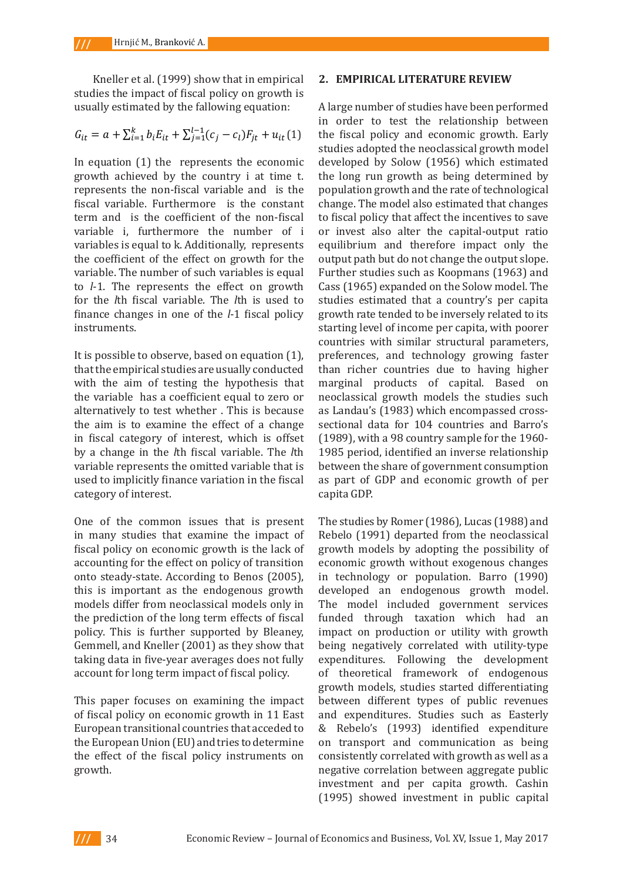Kneller et al. (1999) show that in empirical studies the impact of fiscal policy on growth is usually estimated by the fallowing equation:

$$G_{it} = a + \sum_{i=1}^{k} b_i E_{it} + \sum_{j=1}^{l-1} (c_j - c_l) F_{jt} + u_{it} \ (1)$$

In equation (1) the  represents the economic growth achieved by the country i at time t.  represents the non-fiscal variable and  is the fiscal variable. Furthermore  is the constant term and  is the coefficient of the non-fiscal variable i, furthermore the number of i variables is equal to k. Additionally,  represents the coefficient of the effect on growth for the variable. The number of such variables is equal to *l*-1. The  represents the effect on growth for the *l*th fiscal variable. The *l*th is used to finance changes in one of the *l*-1 fiscal policy instruments.

It is possible to observe, based on equation (1), that the empirical studies are usually conducted with the aim of testing the hypothesis that the variable  has a coefficient equal to zero or alternatively to test whether . This is because the aim is to examine the effect of a change in fiscal category of interest, which is offset by a change in the *l*th fiscal variable. The *l*th variable represents the omitted variable that is used to implicitly finance variation in the fiscal category of interest.

One of the common issues that is present in many studies that examine the impact of fiscal policy on economic growth is the lack of accounting for the effect on policy of transition onto steady-state. According to Benos (2005), this is important as the endogenous growth models differ from neoclassical models only in the prediction of the long term effects of fiscal policy. This is further supported by Bleaney, Gemmell, and Kneller (2001) as they show that taking data in five-year averages does not fully account for long term impact of fiscal policy.

This paper focuses on examining the impact of fiscal policy on economic growth in 11 East European transitional countries that acceded to the European Union (EU) and tries to determine the effect of the fiscal policy instruments on growth.

## 2. EMPIRICAL LITERATURE REVIEW

A large number of studies have been performed in order to test the relationship between the fiscal policy and economic growth. Early studies adopted the neoclassical growth model developed by Solow (1956) which estimated the long run growth as being determined by population growth and the rate of technological change. The model also estimated that changes to fiscal policy that affect the incentives to save or invest also alter the capital-output ratio equilibrium and therefore impact only the output path but do not change the output slope. Further studies such as Koopmans (1963) and Cass (1965) expanded on the Solow model. The studies estimated that a country's per capita growth rate tended to be inversely related to its starting level of income per capita, with poorer countries with similar structural parameters, preferences, and technology growing faster than richer countries due to having higher marginal products of capital. Based on neoclassical growth models the studies such as Landau's (1983) which encompassed cross-sectional data for 104 countries and Barro's (1989), with a 98 country sample for the 1960-1985 period, identified an inverse relationship between the share of government consumption as part of GDP and economic growth of per capita GDP.

The studies by Romer (1986), Lucas (1988) and Rebelo (1991) departed from the neoclassical growth models by adopting the possibility of economic growth without exogenous changes in technology or population. Barro (1990) developed an endogenous growth model. The model included government services funded through taxation which had an impact on production or utility with growth being negatively correlated with utility-type expenditures. Following the development of theoretical framework of endogenous growth models, studies started differentiating between different types of public revenues and expenditures. Studies such as Easterly & Rebelo's (1993) identified expenditure on transport and communication as being consistently correlated with growth as well as a negative correlation between aggregate public investment and per capita growth. Cashin (1995) showed investment in public capital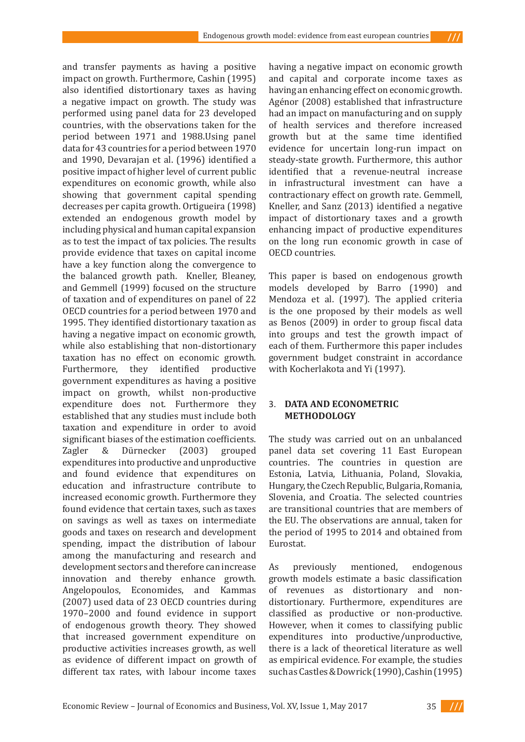and transfer payments as having a positive impact on growth. Furthermore, Cashin (1995) also identified distortionary taxes as having a negative impact on growth. The study was performed using panel data for 23 developed countries, with the observations taken for the period between 1971 and 1988.Using panel data for 43 countries for a period between 1970 and 1990, Devarajan et al. (1996) identified a positive impact of higher level of current public expenditures on economic growth, while also showing that government capital spending decreases per capita growth. Ortigueira (1998) extended an endogenous growth model by including physical and human capital expansion as to test the impact of tax policies. The results provide evidence that taxes on capital income have a key function along the convergence to the balanced growth path. Kneller, Bleaney, and Gemmell (1999) focused on the structure of taxation and of expenditures on panel of 22 OECD countries for a period between 1970 and 1995. They identified distortionary taxation as having a negative impact on economic growth, while also establishing that non-distortionary taxation has no effect on economic growth. Furthermore, they identified productive government expenditures as having a positive impact on growth, whilst non-productive expenditure does not. Furthermore they established that any studies must include both taxation and expenditure in order to avoid significant biases of the estimation coefficients. Zagler & Dürnecker (2003) grouped expenditures into productive and unproductive and found evidence that expenditures on education and infrastructure contribute to increased economic growth. Furthermore they found evidence that certain taxes, such as taxes on savings as well as taxes on intermediate goods and taxes on research and development spending, impact the distribution of labour among the manufacturing and research and development sectors and therefore can increase innovation and thereby enhance growth. Angelopoulos, Economides, and Kammas (2007) used data of 23 OECD countries during 1970–2000 and found evidence in support of endogenous growth theory. They showed that increased government expenditure on productive activities increases growth, as well as evidence of different impact on growth of different tax rates, with labour income taxes having a negative impact on economic growth and capital and corporate income taxes as having an enhancing effect on economic growth. Agénor (2008) established that infrastructure had an impact on manufacturing and on supply of health services and therefore increased growth but at the same time identified evidence for uncertain long-run impact on steady-state growth. Furthermore, this author identified that a revenue-neutral increase in infrastructural investment can have a contractionary effect on growth rate. Gemmell, Kneller, and Sanz (2013) identified a negative impact of distortionary taxes and a growth enhancing impact of productive expenditures on the long run economic growth in case of OECD countries.

This paper is based on endogenous growth models developed by Barro (1990) and Mendoza et al. (1997). The applied criteria is the one proposed by their models as well as Benos (2009) in order to group fiscal data into groups and test the growth impact of each of them. Furthermore this paper includes government budget constraint in accordance with Kocherlakota and Yi (1997).

## 3. DATA AND ECONOMETRIC METHODOLOGY

The study was carried out on an unbalanced panel data set covering 11 East European countries. The countries in question are Estonia, Latvia, Lithuania, Poland, Slovakia, Hungary, the Czech Republic, Bulgaria, Romania, Slovenia, and Croatia. The selected countries are transitional countries that are members of the EU. The observations are annual, taken for the period of 1995 to 2014 and obtained from Eurostat.

As previously mentioned, endogenous growth models estimate a basic classification of revenues as distortionary and non-distortionary. Furthermore, expenditures are classified as productive or non-productive. However, when it comes to classifying public expenditures into productive/unproductive, there is a lack of theoretical literature as well as empirical evidence. For example, the studies such as Castles & Dowrick (1990), Cashin (1995)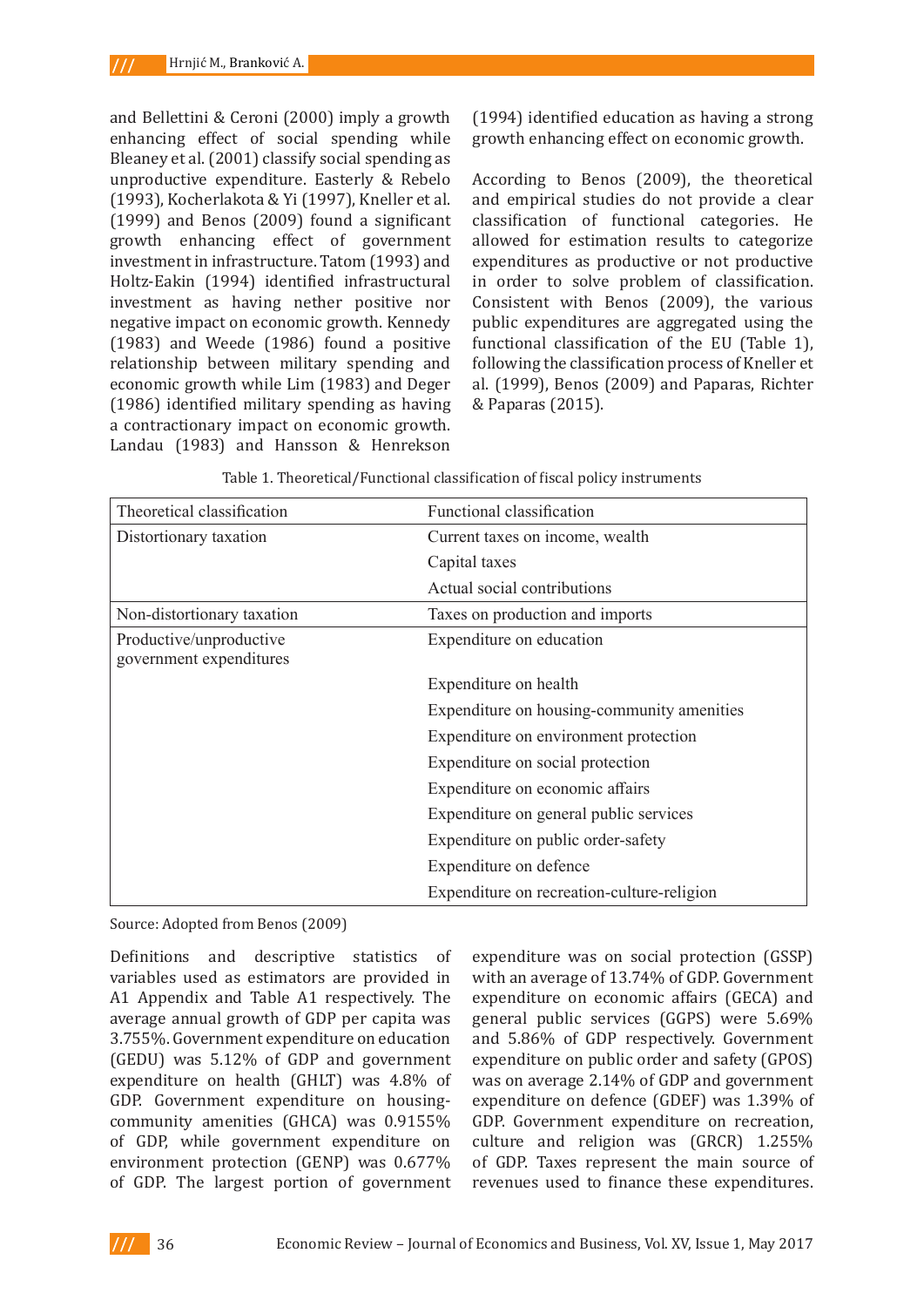and Bellettini & Ceroni (2000) imply a growth enhancing effect of social spending while Bleaney et al. (2001) classify social spending as unproductive expenditure. Easterly & Rebelo (1993), Kocherlakota & Yi (1997), Kneller et al. (1999) and Benos (2009) found a significant growth enhancing effect of government investment in infrastructure. Tatom (1993) and Holtz-Eakin (1994) identified infrastructural investment as having nether positive nor negative impact on economic growth. Kennedy (1983) and Weede (1986) found a positive relationship between military spending and economic growth while Lim (1983) and Deger (1986) identified military spending as having a contractionary impact on economic growth. Landau (1983) and Hansson & Henrekson (1994) identified education as having a strong growth enhancing effect on economic growth.

According to Benos (2009), the theoretical and empirical studies do not provide a clear classification of functional categories. He allowed for estimation results to categorize expenditures as productive or not productive in order to solve problem of classification. Consistent with Benos (2009), the various public expenditures are aggregated using the functional classification of the EU (Table 1), following the classification process of Kneller et al. (1999), Benos (2009) and Paparas, Richter & Paparas (2015).

Table 1. Theoretical/Functional classification of fiscal policy instruments

| Theoretical classification | Functional classification |
|---|---|
| Distortionary taxation | Current taxes on income, wealth |
| | Capital taxes |
| | Actual social contributions |
| Non-distortionary taxation | Taxes on production and imports |
| Productive/unproductive government expenditures | Expenditure on education |
| | Expenditure on health |
| | Expenditure on housing-community amenities |
| | Expenditure on environment protection |
| | Expenditure on social protection |
| | Expenditure on economic affairs |
| | Expenditure on general public services |
| | Expenditure on public order-safety |
| | Expenditure on defence |
| | Expenditure on recreation-culture-religion |

Source: Adopted from Benos (2009)

Definitions and descriptive statistics of variables used as estimators are provided in A1 Appendix and Table A1 respectively. The average annual growth of GDP per capita was 3.755%. Government expenditure on education (GEDU) was 5.12% of GDP and government expenditure on health (GHLT) was 4.8% of GDP. Government expenditure on housing-community amenities (GHCA) was 0.9155% of GDP, while government expenditure on environment protection (GENP) was 0.677% of GDP. The largest portion of government expenditure was on social protection (GSSP) with an average of 13.74% of GDP. Government expenditure on economic affairs (GECA) and general public services (GGPS) were 5.69% and 5.86% of GDP respectively. Government expenditure on public order and safety (GPOS) was on average 2.14% of GDP and government expenditure on defence (GDEF) was 1.39% of GDP. Government expenditure on recreation, culture and religion was (GRCR) 1.255% of GDP. Taxes represent the main source of revenues used to finance these expenditures.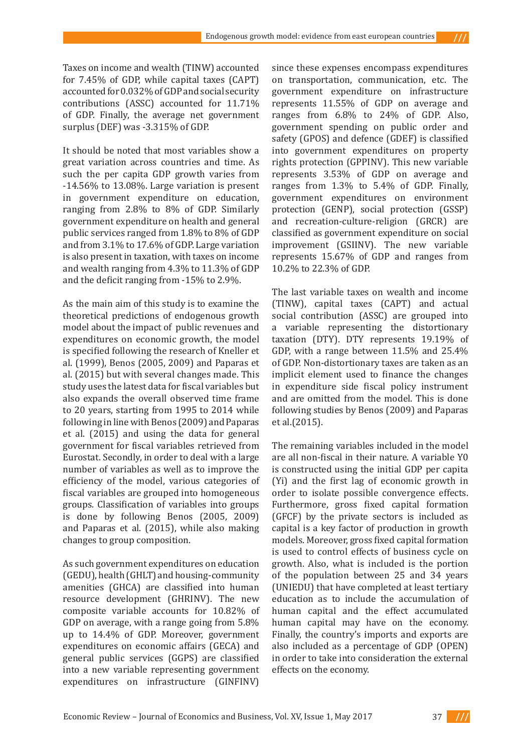Taxes on income and wealth (TINW) accounted for 7.45% of GDP, while capital taxes (CAPT) accounted for 0.032% of GDP and social security contributions (ASSC) accounted for 11.71% of GDP. Finally, the average net government surplus (DEF) was -3.315% of GDP.

It should be noted that most variables show a great variation across countries and time. As such the per capita GDP growth varies from -14.56% to 13.08%. Large variation is present in government expenditure on education, ranging from 2.8% to 8% of GDP. Similarly government expenditure on health and general public services ranged from 1.8% to 8% of GDP and from 3.1% to 17.6% of GDP. Large variation is also present in taxation, with taxes on income and wealth ranging from 4.3% to 11.3% of GDP and the deficit ranging from -15% to 2.9%.

As the main aim of this study is to examine the theoretical predictions of endogenous growth model about the impact of public revenues and expenditures on economic growth, the model is specified following the research of Kneller et al. (1999), Benos (2005, 2009) and Paparas et al. (2015) but with several changes made. This study uses the latest data for fiscal variables but also expands the overall observed time frame to 20 years, starting from 1995 to 2014 while following in line with Benos (2009) and Paparas et al. (2015) and using the data for general government for fiscal variables retrieved from Eurostat. Secondly, in order to deal with a large number of variables as well as to improve the efficiency of the model, various categories of fiscal variables are grouped into homogeneous groups. Classification of variables into groups is done by following Benos (2005, 2009) and Paparas et al. (2015), while also making changes to group composition.

As such government expenditures on education (GEDU), health (GHLT) and housing-community amenities (GHCA) are classified into human resource development (GHRINV). The new composite variable accounts for 10.82% of GDP on average, with a range going from 5.8% up to 14.4% of GDP. Moreover, government expenditures on economic affairs (GECA) and general public services (GGPS) are classified into a new variable representing government expenditures on infrastructure (GINFINV) since these expenses encompass expenditures on transportation, communication, etc. The government expenditure on infrastructure represents 11.55% of GDP on average and ranges from 6.8% to 24% of GDP. Also, government spending on public order and safety (GPOS) and defence (GDEF) is classified into government expenditures on property rights protection (GPPINV). This new variable represents 3.53% of GDP on average and ranges from 1.3% to 5.4% of GDP. Finally, government expenditures on environment protection (GENP), social protection (GSSP) and recreation-culture-religion (GRCR) are classified as government expenditure on social improvement (GSIINV). The new variable represents 15.67% of GDP and ranges from 10.2% to 22.3% of GDP.

The last variable taxes on wealth and income (TINW), capital taxes (CAPT) and actual social contribution (ASSC) are grouped into a variable representing the distortionary taxation (DTY). DTY represents 19.19% of GDP, with a range between 11.5% and 25.4% of GDP. Non-distortionary taxes are taken as an implicit element used to finance the changes in expenditure side fiscal policy instrument and are omitted from the model. This is done following studies by Benos (2009) and Paparas et al.(2015).

The remaining variables included in the model are all non-fiscal in their nature. A variable Y0 is constructed using the initial GDP per capita (Yi) and the first lag of economic growth in order to isolate possible convergence effects. Furthermore, gross fixed capital formation (GFCF) by the private sectors is included as capital is a key factor of production in growth models. Moreover, gross fixed capital formation is used to control effects of business cycle on growth. Also, what is included is the portion of the population between 25 and 34 years (UNIEDU) that have completed at least tertiary education as to include the accumulation of human capital and the effect accumulated human capital may have on the economy. Finally, the country's imports and exports are also included as a percentage of GDP (OPEN) in order to take into consideration the external effects on the economy.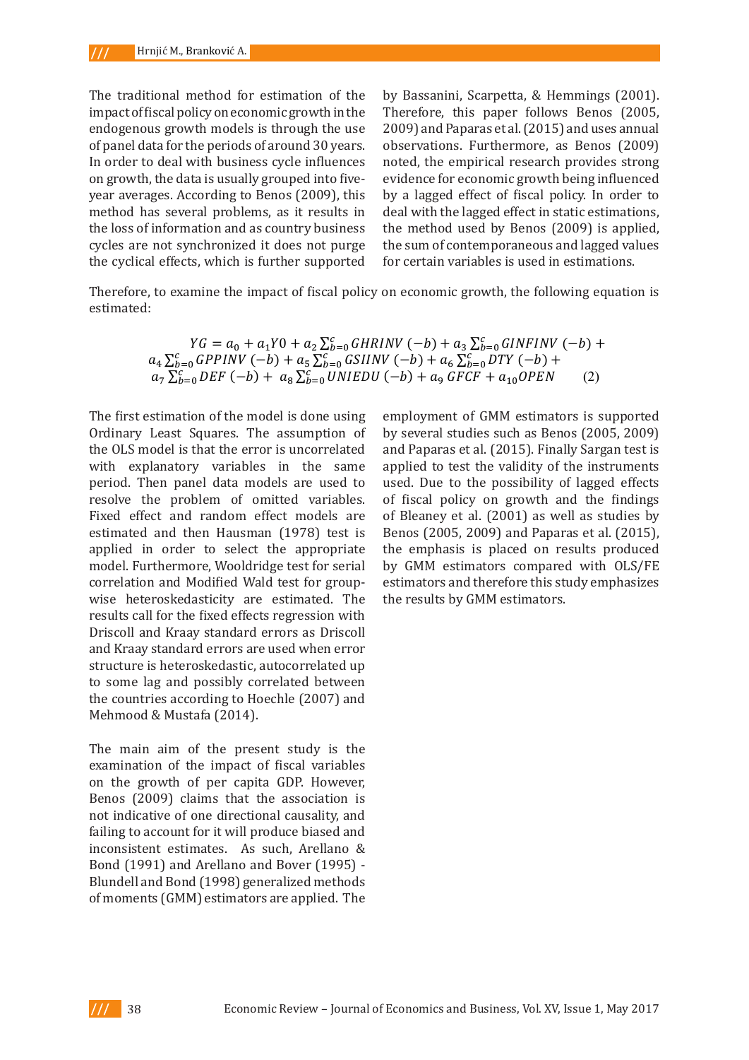The traditional method for estimation of the impact of fiscal policy on economic growth in the endogenous growth models is through the use of panel data for the periods of around 30 years. In order to deal with business cycle influences on growth, the data is usually grouped into five-year averages. According to Benos (2009), this method has several problems, as it results in the loss of information and as country business cycles are not synchronized it does not purge the cyclical effects, which is further supported by Bassanini, Scarpetta, & Hemmings (2001). Therefore, this paper follows Benos (2005, 2009) and Paparas et al. (2015) and uses annual observations. Furthermore, as Benos (2009) noted, the empirical research provides strong evidence for economic growth being influenced by a lagged effect of fiscal policy. In order to deal with the lagged effect in static estimations, the method used by Benos (2009) is applied, the sum of contemporaneous and lagged values for certain variables is used in estimations.

Therefore, to examine the impact of fiscal policy on economic growth, the following equation is estimated:

$$YG = a_0 + a_1 Y0 + a_2 \sum_{b=0}^{c} GHRINV\ (-b) + a_3 \sum_{b=0}^{c} GINFINV\ (-b) + a_4 \sum_{b=0}^{c} GPPINV\ (-b) + a_5 \sum_{b=0}^{c} GSIINV\ (-b) + a_6 \sum_{b=0}^{c} DTY\ (-b) + a_7 \sum_{b=0}^{c} DEF\ (-b) + a_8 \sum_{b=0}^{c} UNIEDU\ (-b) + a_9\, GFCF + a_{10} OPEN \qquad (2)$$

The first estimation of the model is done using Ordinary Least Squares. The assumption of the OLS model is that the error is uncorrelated with explanatory variables in the same period. Then panel data models are used to resolve the problem of omitted variables. Fixed effect and random effect models are estimated and then Hausman (1978) test is applied in order to select the appropriate model. Furthermore, Wooldridge test for serial correlation and Modified Wald test for group-wise heteroskedasticity are estimated. The results call for the fixed effects regression with Driscoll and Kraay standard errors as Driscoll and Kraay standard errors are used when error structure is heteroskedastic, autocorrelated up to some lag and possibly correlated between the countries according to Hoechle (2007) and Mehmood & Mustafa (2014).

The main aim of the present study is the examination of the impact of fiscal variables on the growth of per capita GDP. However, Benos (2009) claims that the association is not indicative of one directional causality, and failing to account for it will produce biased and inconsistent estimates. As such, Arellano & Bond (1991) and Arellano and Bover (1995) - Blundell and Bond (1998) generalized methods of moments (GMM) estimators are applied. The employment of GMM estimators is supported by several studies such as Benos (2005, 2009) and Paparas et al. (2015). Finally Sargan test is applied to test the validity of the instruments used. Due to the possibility of lagged effects of fiscal policy on growth and the findings of Bleaney et al. (2001) as well as studies by Benos (2005, 2009) and Paparas et al. (2015), the emphasis is placed on results produced by GMM estimators compared with OLS/FE estimators and therefore this study emphasizes the results by GMM estimators.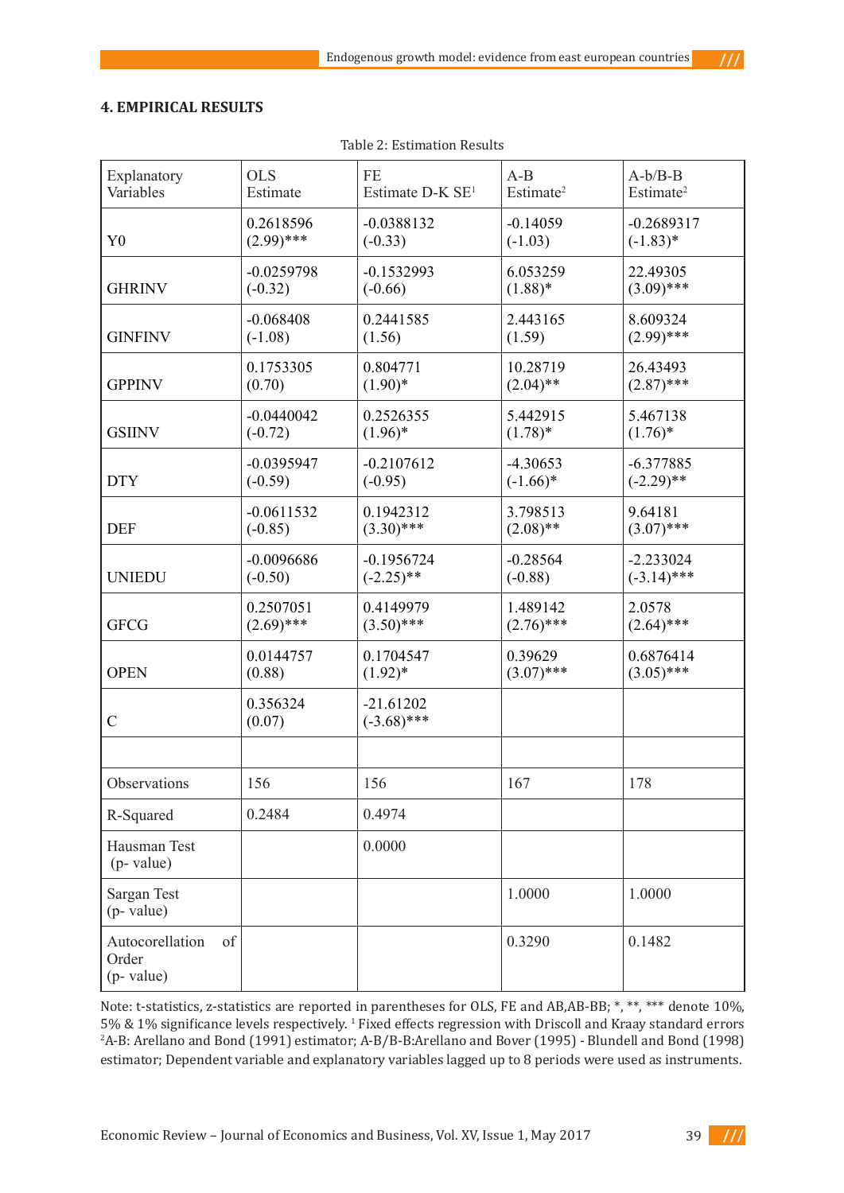## 4. EMPIRICAL RESULTS

Table 2: Estimation Results

| Explanatory Variables | OLS Estimate | FE Estimate D-K SE[1] | A-B Estimate[2] | A-b/B-B Estimate[2] |
|---|---|---|---|---|
| Y0 | 0.2618596 (2.99)*** | -0.0388132 (-0.33) | -0.14059 (-1.03) | -0.2689317 (-1.83)* |
| GHRINV | -0.0259798 (-0.32) | -0.1532993 (-0.66) | 6.053259 (1.88)* | 22.49305 (3.09)*** |
| GINFINV | -0.068408 (-1.08) | 0.2441585 (1.56) | 2.443165 (1.59) | 8.609324 (2.99)*** |
| GPPINV | 0.1753305 (0.70) | 0.804771 (1.90)* | 10.28719 (2.04)** | 26.43493 (2.87)*** |
| GSIINV | -0.0440042 (-0.72) | 0.2526355 (1.96)* | 5.442915 (1.78)* | 5.467138 (1.76)* |
| DTY | -0.0395947 (-0.59) | -0.2107612 (-0.95) | -4.30653 (-1.66)* | -6.377885 (-2.29)** |
| DEF | -0.0611532 (-0.85) | 0.1942312 (3.30)*** | 3.798513 (2.08)** | 9.64181 (3.07)*** |
| UNIEDU | -0.0096686 (-0.50) | -0.1956724 (-2.25)** | -0.28564 (-0.88) | -2.233024 (-3.14)*** |
| GFCG | 0.2507051 (2.69)*** | 0.4149979 (3.50)*** | 1.489142 (2.76)*** | 2.0578 (2.64)*** |
| OPEN | 0.0144757 (0.88) | 0.1704547 (1.92)* | 0.39629 (3.07)*** | 0.6876414 (3.05)*** |
| C | 0.356324 (0.07) | -21.61202 (-3.68)*** | | |
| | | | | |
| Observations | 156 | 156 | 167 | 178 |
| R-Squared | 0.2484 | 0.4974 | | |
| Hausman Test (p- value) | | 0.0000 | | |
| Sargan Test (p- value) | | | 1.0000 | 1.0000 |
| Autocorellation of Order (p- value) | | | 0.3290 | 0.1482 |

Note: t-statistics, z-statistics are reported in parentheses for OLS, FE and AB,AB-BB; *, **, *** denote 10%, 5% & 1% significance levels respectively. [1] Fixed effects regression with Driscoll and Kraay standard errors [2]A-B: Arellano and Bond (1991) estimator; A-B/B-B:Arellano and Bover (1995) - Blundell and Bond (1998) estimator; Dependent variable and explanatory variables lagged up to 8 periods were used as instruments.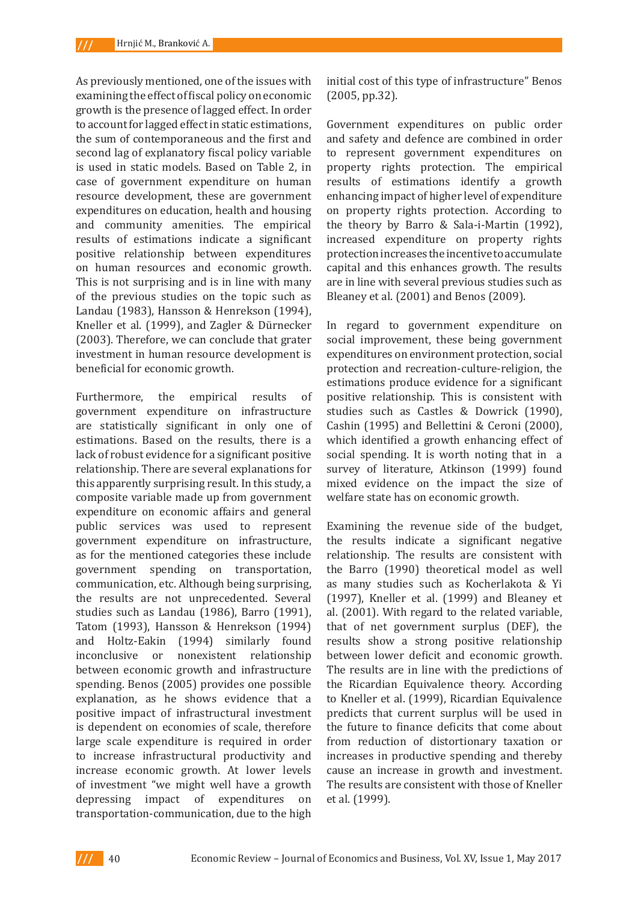As previously mentioned, one of the issues with examining the effect of fiscal policy on economic growth is the presence of lagged effect. In order to account for lagged effect in static estimations, the sum of contemporaneous and the first and second lag of explanatory fiscal policy variable is used in static models. Based on Table 2, in case of government expenditure on human resource development, these are government expenditures on education, health and housing and community amenities. The empirical results of estimations indicate a significant positive relationship between expenditures on human resources and economic growth. This is not surprising and is in line with many of the previous studies on the topic such as Landau (1983), Hansson & Henrekson (1994), Kneller et al. (1999), and Zagler & Dürnecker (2003). Therefore, we can conclude that grater investment in human resource development is beneficial for economic growth.

Furthermore, the empirical results of government expenditure on infrastructure are statistically significant in only one of estimations. Based on the results, there is a lack of robust evidence for a significant positive relationship. There are several explanations for this apparently surprising result. In this study, a composite variable made up from government expenditure on economic affairs and general public services was used to represent government expenditure on infrastructure, as for the mentioned categories these include government spending on transportation, communication, etc. Although being surprising, the results are not unprecedented. Several studies such as Landau (1986), Barro (1991), Tatom (1993), Hansson & Henrekson (1994) and Holtz-Eakin (1994) similarly found inconclusive or nonexistent relationship between economic growth and infrastructure spending. Benos (2005) provides one possible explanation, as he shows evidence that a positive impact of infrastructural investment is dependent on economies of scale, therefore large scale expenditure is required in order to increase infrastructural productivity and increase economic growth. At lower levels of investment "we might well have a growth depressing impact of expenditures on transportation-communication, due to the high initial cost of this type of infrastructure" Benos (2005, pp.32).

Government expenditures on public order and safety and defence are combined in order to represent government expenditures on property rights protection. The empirical results of estimations identify a growth enhancing impact of higher level of expenditure on property rights protection. According to the theory by Barro & Sala-i-Martin (1992), increased expenditure on property rights protection increases the incentive to accumulate capital and this enhances growth. The results are in line with several previous studies such as Bleaney et al. (2001) and Benos (2009).

In regard to government expenditure on social improvement, these being government expenditures on environment protection, social protection and recreation-culture-religion, the estimations produce evidence for a significant positive relationship. This is consistent with studies such as Castles & Dowrick (1990), Cashin (1995) and Bellettini & Ceroni (2000), which identified a growth enhancing effect of social spending. It is worth noting that in a survey of literature, Atkinson (1999) found mixed evidence on the impact the size of welfare state has on economic growth.

Examining the revenue side of the budget, the results indicate a significant negative relationship. The results are consistent with the Barro (1990) theoretical model as well as many studies such as Kocherlakota & Yi (1997), Kneller et al. (1999) and Bleaney et al. (2001). With regard to the related variable, that of net government surplus (DEF), the results show a strong positive relationship between lower deficit and economic growth. The results are in line with the predictions of the Ricardian Equivalence theory. According to Kneller et al. (1999), Ricardian Equivalence predicts that current surplus will be used in the future to finance deficits that come about from reduction of distortionary taxation or increases in productive spending and thereby cause an increase in growth and investment. The results are consistent with those of Kneller et al. (1999).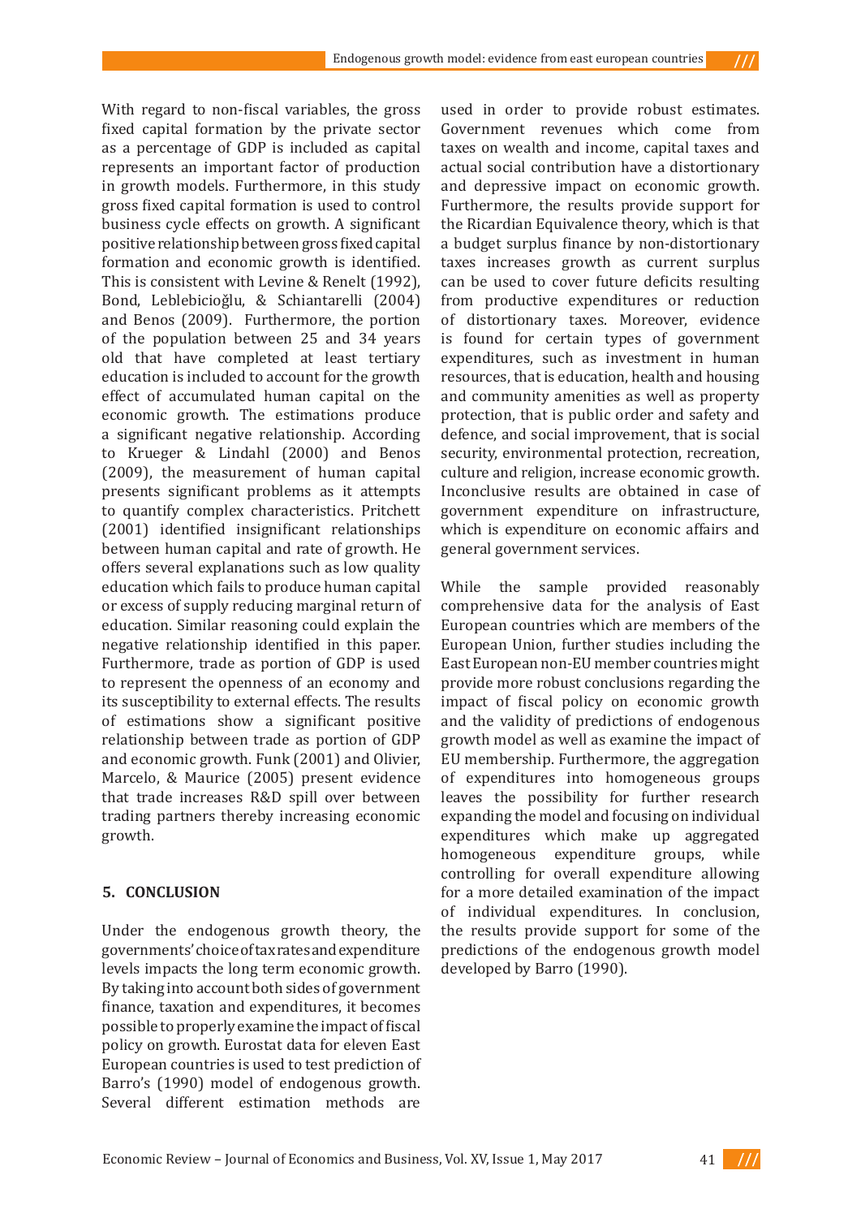With regard to non-fiscal variables, the gross fixed capital formation by the private sector as a percentage of GDP is included as capital represents an important factor of production in growth models. Furthermore, in this study gross fixed capital formation is used to control business cycle effects on growth. A significant positive relationship between gross fixed capital formation and economic growth is identified. This is consistent with Levine & Renelt (1992), Bond, Leblebicioğlu, & Schiantarelli (2004) and Benos (2009). Furthermore, the portion of the population between 25 and 34 years old that have completed at least tertiary education is included to account for the growth effect of accumulated human capital on the economic growth. The estimations produce a significant negative relationship. According to Krueger & Lindahl (2000) and Benos (2009), the measurement of human capital presents significant problems as it attempts to quantify complex characteristics. Pritchett (2001) identified insignificant relationships between human capital and rate of growth. He offers several explanations such as low quality education which fails to produce human capital or excess of supply reducing marginal return of education. Similar reasoning could explain the negative relationship identified in this paper. Furthermore, trade as portion of GDP is used to represent the openness of an economy and its susceptibility to external effects. The results of estimations show a significant positive relationship between trade as portion of GDP and economic growth. Funk (2001) and Olivier, Marcelo, & Maurice (2005) present evidence that trade increases R&D spill over between trading partners thereby increasing economic growth.

## 5. CONCLUSION

Under the endogenous growth theory, the governments' choice of tax rates and expenditure levels impacts the long term economic growth. By taking into account both sides of government finance, taxation and expenditures, it becomes possible to properly examine the impact of fiscal policy on growth. Eurostat data for eleven East European countries is used to test prediction of Barro's (1990) model of endogenous growth. Several different estimation methods are used in order to provide robust estimates. Government revenues which come from taxes on wealth and income, capital taxes and actual social contribution have a distortionary and depressive impact on economic growth. Furthermore, the results provide support for the Ricardian Equivalence theory, which is that a budget surplus finance by non-distortionary taxes increases growth as current surplus can be used to cover future deficits resulting from productive expenditures or reduction of distortionary taxes. Moreover, evidence is found for certain types of government expenditures, such as investment in human resources, that is education, health and housing and community amenities as well as property protection, that is public order and safety and defence, and social improvement, that is social security, environmental protection, recreation, culture and religion, increase economic growth. Inconclusive results are obtained in case of government expenditure on infrastructure, which is expenditure on economic affairs and general government services.

While the sample provided reasonably comprehensive data for the analysis of East European countries which are members of the European Union, further studies including the East European non-EU member countries might provide more robust conclusions regarding the impact of fiscal policy on economic growth and the validity of predictions of endogenous growth model as well as examine the impact of EU membership. Furthermore, the aggregation of expenditures into homogeneous groups leaves the possibility for further research expanding the model and focusing on individual expenditures which make up aggregated homogeneous expenditure groups, while controlling for overall expenditure allowing for a more detailed examination of the impact of individual expenditures. In conclusion, the results provide support for some of the predictions of the endogenous growth model developed by Barro (1990).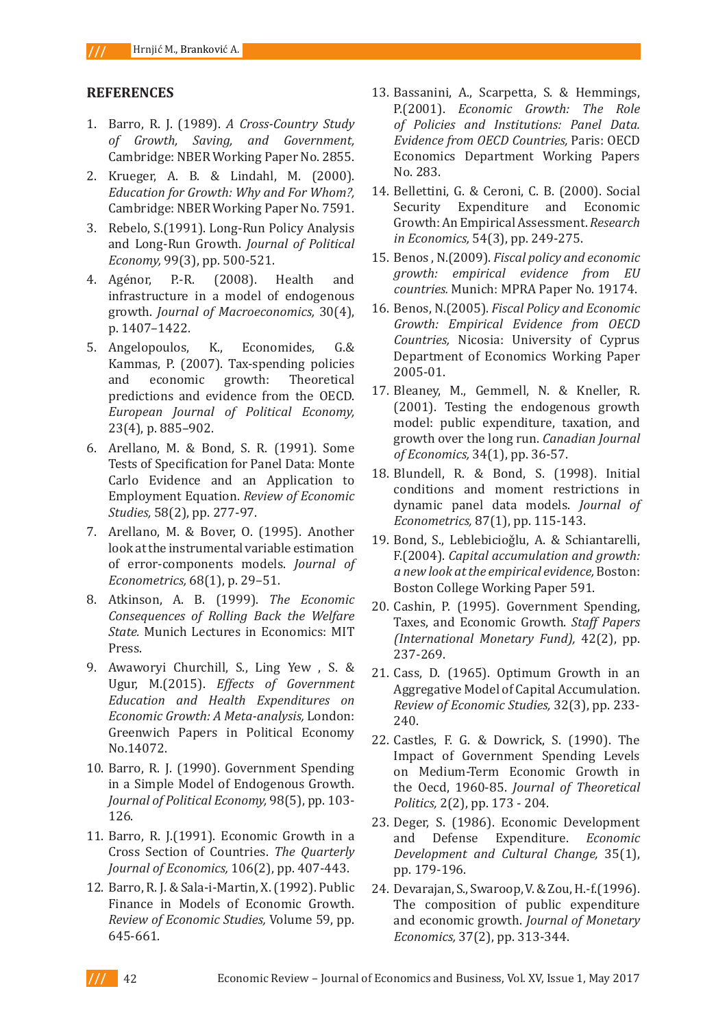## REFERENCES

1. Barro, R. J. (1989). *A Cross-Country Study of Growth, Saving, and Government,* Cambridge: NBER Working Paper No. 2855.
2. Krueger, A. B. & Lindahl, M. (2000). *Education for Growth: Why and For Whom?,* Cambridge: NBER Working Paper No. 7591.
3. Rebelo, S.(1991). Long-Run Policy Analysis and Long-Run Growth. *Journal of Political Economy,* 99(3), pp. 500-521.
4. Agénor, P.-R. (2008). Health and infrastructure in a model of endogenous growth. *Journal of Macroeconomics,* 30(4), p. 1407–1422.
5. Angelopoulos, K., Economides, G.& Kammas, P. (2007). Tax-spending policies and economic growth: Theoretical predictions and evidence from the OECD. *European Journal of Political Economy,* 23(4), p. 885–902.
6. Arellano, M. & Bond, S. R. (1991). Some Tests of Specification for Panel Data: Monte Carlo Evidence and an Application to Employment Equation. *Review of Economic Studies,* 58(2), pp. 277-97.
7. Arellano, M. & Bover, O. (1995). Another look at the instrumental variable estimation of error-components models. *Journal of Econometrics,* 68(1), p. 29–51.
8. Atkinson, A. B. (1999). *The Economic Consequences of Rolling Back the Welfare State.* Munich Lectures in Economics: MIT Press.
9. Awaworyi Churchill, S., Ling Yew , S. & Ugur, M.(2015). *Effects of Government Education and Health Expenditures on Economic Growth: A Meta-analysis,* London: Greenwich Papers in Political Economy No.14072.
10. Barro, R. J. (1990). Government Spending in a Simple Model of Endogenous Growth. *Journal of Political Economy,* 98(5), pp. 103-126.
11. Barro, R. J.(1991). Economic Growth in a Cross Section of Countries. *The Quarterly Journal of Economics,* 106(2), pp. 407-443.
12. Barro, R. J. & Sala-i-Martin, X. (1992). Public Finance in Models of Economic Growth. *Review of Economic Studies,* Volume 59, pp. 645-661.
13. Bassanini, A., Scarpetta, S. & Hemmings, P.(2001). *Economic Growth: The Role of Policies and Institutions: Panel Data. Evidence from OECD Countries,* Paris: OECD Economics Department Working Papers No. 283.
14. Bellettini, G. & Ceroni, C. B. (2000). Social Security Expenditure and Economic Growth: An Empirical Assessment. *Research in Economics,* 54(3), pp. 249-275.
15. Benos , N.(2009). *Fiscal policy and economic growth: empirical evidence from EU countries.* Munich: MPRA Paper No. 19174.
16. Benos, N.(2005). *Fiscal Policy and Economic Growth: Empirical Evidence from OECD Countries,* Nicosia: University of Cyprus Department of Economics Working Paper 2005-01.
17. Bleaney, M., Gemmell, N. & Kneller, R. (2001). Testing the endogenous growth model: public expenditure, taxation, and growth over the long run. *Canadian Journal of Economics,* 34(1), pp. 36-57.
18. Blundell, R. & Bond, S. (1998). Initial conditions and moment restrictions in dynamic panel data models. *Journal of Econometrics,* 87(1), pp. 115-143.
19. Bond, S., Leblebicioğlu, A. & Schiantarelli, F.(2004). *Capital accumulation and growth: a new look at the empirical evidence,* Boston: Boston College Working Paper 591.
20. Cashin, P. (1995). Government Spending, Taxes, and Economic Growth. *Staff Papers (International Monetary Fund),* 42(2), pp. 237-269.
21. Cass, D. (1965). Optimum Growth in an Aggregative Model of Capital Accumulation. *Review of Economic Studies,* 32(3), pp. 233-240.
22. Castles, F. G. & Dowrick, S. (1990). The Impact of Government Spending Levels on Medium-Term Economic Growth in the Oecd, 1960-85. *Journal of Theoretical Politics,* 2(2), pp. 173 - 204.
23. Deger, S. (1986). Economic Development and Defense Expenditure. *Economic Development and Cultural Change,* 35(1), pp. 179-196.
24. Devarajan, S., Swaroop, V. & Zou, H.-f.(1996). The composition of public expenditure and economic growth. *Journal of Monetary Economics,* 37(2), pp. 313-344.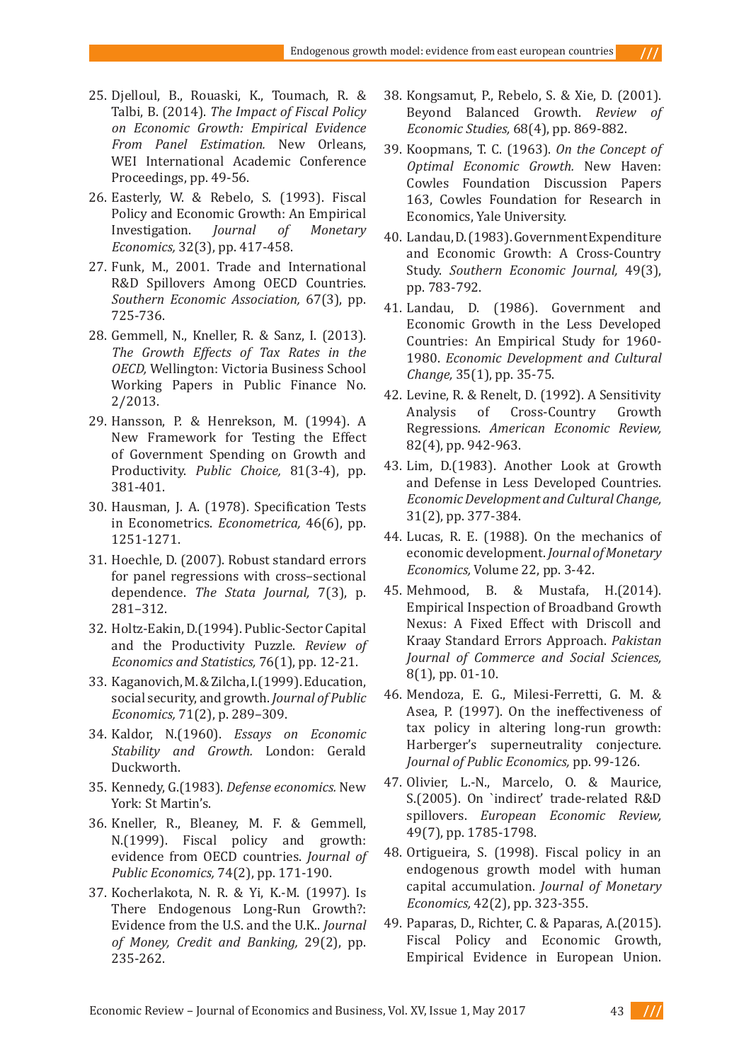25. Djelloul, B., Rouaski, K., Toumach, R. & Talbi, B. (2014). *The Impact of Fiscal Policy on Economic Growth: Empirical Evidence From Panel Estimation.* New Orleans, WEI International Academic Conference Proceedings, pp. 49-56.
26. Easterly, W. & Rebelo, S. (1993). Fiscal Policy and Economic Growth: An Empirical Investigation. *Journal of Monetary Economics,* 32(3), pp. 417-458.
27. Funk, M., 2001. Trade and International R&D Spillovers Among OECD Countries. *Southern Economic Association,* 67(3), pp. 725-736.
28. Gemmell, N., Kneller, R. & Sanz, I. (2013). *The Growth Effects of Tax Rates in the OECD,* Wellington: Victoria Business School Working Papers in Public Finance No. 2/2013.
29. Hansson, P. & Henrekson, M. (1994). A New Framework for Testing the Effect of Government Spending on Growth and Productivity. *Public Choice,* 81(3-4), pp. 381-401.
30. Hausman, J. A. (1978). Specification Tests in Econometrics. *Econometrica,* 46(6), pp. 1251-1271.
31. Hoechle, D. (2007). Robust standard errors for panel regressions with cross–sectional dependence. *The Stata Journal,* 7(3), p. 281–312.
32. Holtz-Eakin, D.(1994). Public-Sector Capital and the Productivity Puzzle. *Review of Economics and Statistics,* 76(1), pp. 12-21.
33. Kaganovich, M. & Zilcha, I.(1999). Education, social security, and growth. *Journal of Public Economics,* 71(2), p. 289–309.
34. Kaldor, N.(1960). *Essays on Economic Stability and Growth.* London: Gerald Duckworth.
35. Kennedy, G.(1983). *Defense economics.* New York: St Martin's.
36. Kneller, R., Bleaney, M. F. & Gemmell, N.(1999). Fiscal policy and growth: evidence from OECD countries. *Journal of Public Economics,* 74(2), pp. 171-190.
37. Kocherlakota, N. R. & Yi, K.-M. (1997). Is There Endogenous Long-Run Growth?: Evidence from the U.S. and the U.K.. *Journal of Money, Credit and Banking,* 29(2), pp. 235-262.
38. Kongsamut, P., Rebelo, S. & Xie, D. (2001). Beyond Balanced Growth. *Review of Economic Studies,* 68(4), pp. 869-882.
39. Koopmans, T. C. (1963). *On the Concept of Optimal Economic Growth.* New Haven: Cowles Foundation Discussion Papers 163, Cowles Foundation for Research in Economics, Yale University.
40. Landau, D. (1983). Government Expenditure and Economic Growth: A Cross-Country Study. *Southern Economic Journal,* 49(3), pp. 783-792.
41. Landau, D. (1986). Government and Economic Growth in the Less Developed Countries: An Empirical Study for 1960-1980. *Economic Development and Cultural Change,* 35(1), pp. 35-75.
42. Levine, R. & Renelt, D. (1992). A Sensitivity Analysis of Cross-Country Growth Regressions. *American Economic Review,* 82(4), pp. 942-963.
43. Lim, D.(1983). Another Look at Growth and Defense in Less Developed Countries. *Economic Development and Cultural Change,* 31(2), pp. 377-384.
44. Lucas, R. E. (1988). On the mechanics of economic development. *Journal of Monetary Economics,* Volume 22, pp. 3-42.
45. Mehmood, B. & Mustafa, H.(2014). Empirical Inspection of Broadband Growth Nexus: A Fixed Effect with Driscoll and Kraay Standard Errors Approach. *Pakistan Journal of Commerce and Social Sciences,* 8(1), pp. 01-10.
46. Mendoza, E. G., Milesi-Ferretti, G. M. & Asea, P. (1997). On the ineffectiveness of tax policy in altering long-run growth: Harberger's superneutrality conjecture. *Journal of Public Economics,* pp. 99-126.
47. Olivier, L.-N., Marcelo, O. & Maurice, S.(2005). On `indirect' trade-related R&D spillovers. *European Economic Review,* 49(7), pp. 1785-1798.
48. Ortigueira, S. (1998). Fiscal policy in an endogenous growth model with human capital accumulation. *Journal of Monetary Economics,* 42(2), pp. 323-355.
49. Paparas, D., Richter, C. & Paparas, A.(2015). Fiscal Policy and Economic Growth, Empirical Evidence in European Union.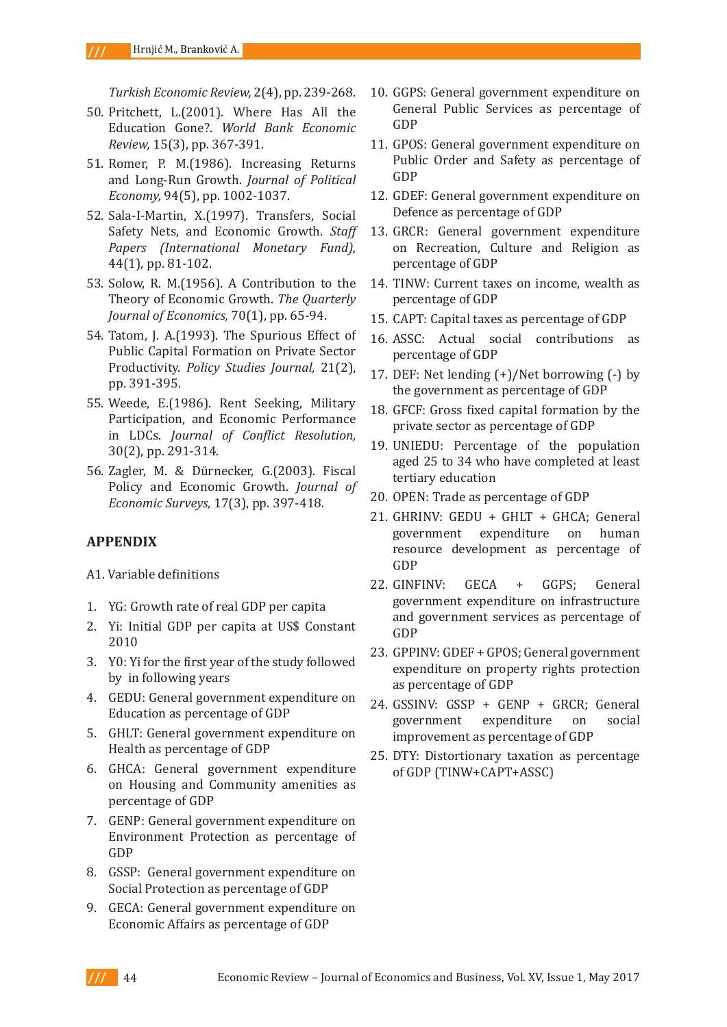*Turkish Economic Review,* 2(4), pp. 239-268.

50. Pritchett, L.(2001). Where Has All the Education Gone?. *World Bank Economic Review,* 15(3), pp. 367-391.
51. Romer, P. M.(1986). Increasing Returns and Long-Run Growth. *Journal of Political Economy,* 94(5), pp. 1002-1037.
52. Sala-I-Martin, X.(1997). Transfers, Social Safety Nets, and Economic Growth. *Staff Papers (International Monetary Fund),* 44(1), pp. 81-102.
53. Solow, R. M.(1956). A Contribution to the Theory of Economic Growth. *The Quarterly Journal of Economics,* 70(1), pp. 65-94.
54. Tatom, J. A.(1993). The Spurious Effect of Public Capital Formation on Private Sector Productivity. *Policy Studies Journal,* 21(2), pp. 391-395.
55. Weede, E.(1986). Rent Seeking, Military Participation, and Economic Performance in LDCs. *Journal of Conflict Resolution,* 30(2), pp. 291-314.
56. Zagler, M. & Dürnecker, G.(2003). Fiscal Policy and Economic Growth. *Journal of Economic Surveys,* 17(3), pp. 397-418.

## APPENDIX

A1. Variable definitions

1. YG: Growth rate of real GDP per capita
2. Yi: Initial GDP per capita at US$ Constant 2010
3. Y0: Yi for the first year of the study followed by in following years
4. GEDU: General government expenditure on Education as percentage of GDP
5. GHLT: General government expenditure on Health as percentage of GDP
6. GHCA: General government expenditure on Housing and Community amenities as percentage of GDP
7. GENP: General government expenditure on Environment Protection as percentage of GDP
8. GSSP: General government expenditure on Social Protection as percentage of GDP
9. GECA: General government expenditure on Economic Affairs as percentage of GDP
10. GGPS: General government expenditure on General Public Services as percentage of GDP
11. GPOS: General government expenditure on Public Order and Safety as percentage of GDP
12. GDEF: General government expenditure on Defence as percentage of GDP
13. GRCR: General government expenditure on Recreation, Culture and Religion as percentage of GDP
14. TINW: Current taxes on income, wealth as percentage of GDP
15. CAPT: Capital taxes as percentage of GDP
16. ASSC: Actual social contributions as percentage of GDP
17. DEF: Net lending (+)/Net borrowing (-) by the government as percentage of GDP
18. GFCF: Gross fixed capital formation by the private sector as percentage of GDP
19. UNIEDU: Percentage of the population aged 25 to 34 who have completed at least tertiary education
20. OPEN: Trade as percentage of GDP
21. GHRINV: GEDU + GHLT + GHCA; General government expenditure on human resource development as percentage of GDP
22. GINFINV: GECA + GGPS; General government expenditure on infrastructure and government services as percentage of GDP
23. GPPINV: GDEF + GPOS; General government expenditure on property rights protection as percentage of GDP
24. GSSINV: GSSP + GENP + GRCR; General government expenditure on social improvement as percentage of GDP
25. DTY: Distortionary taxation as percentage of GDP (TINW+CAPT+ASSC)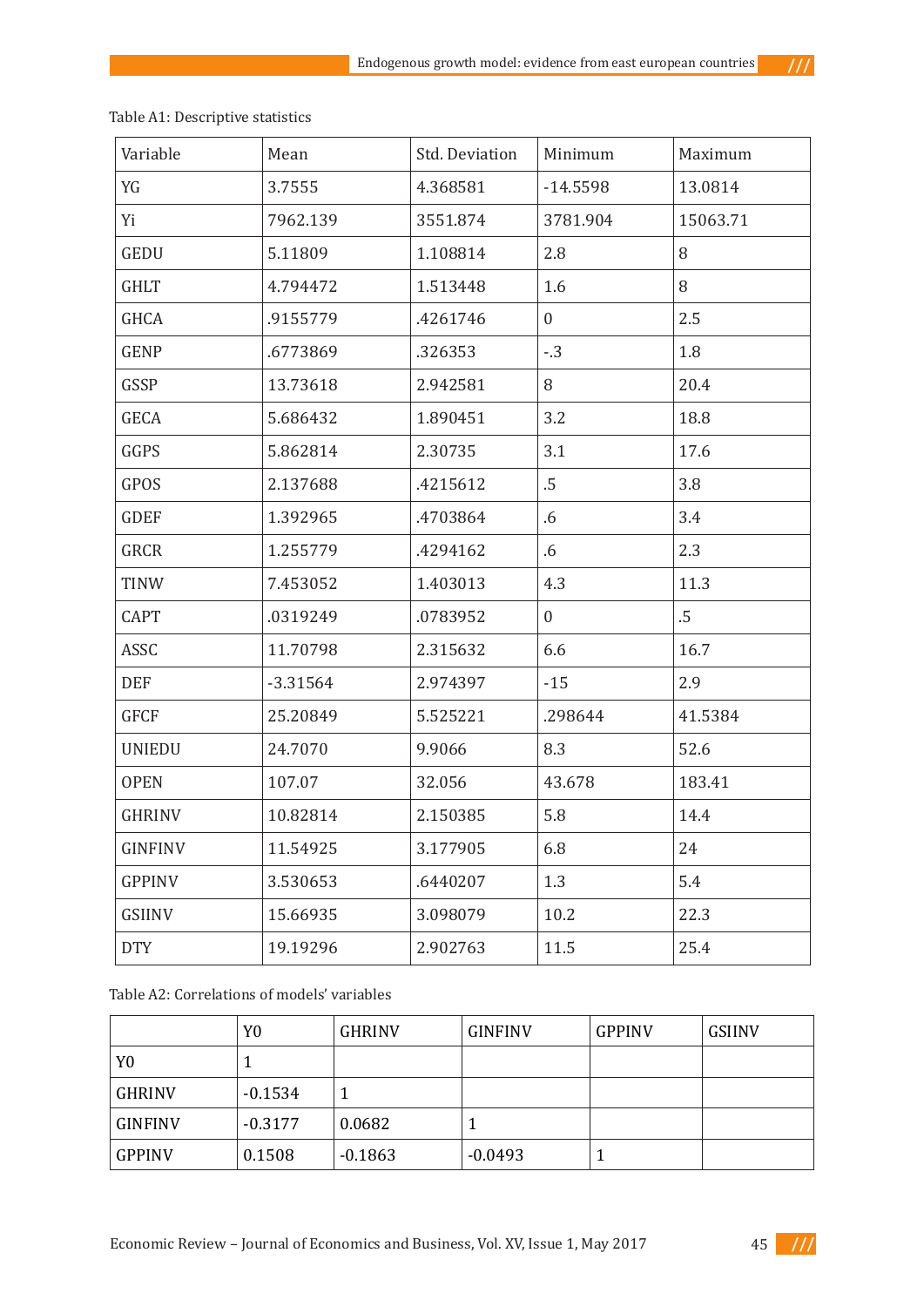Table A1: Descriptive statistics

| Variable | Mean | Std. Deviation | Minimum | Maximum |
|---|---|---|---|---|
| YG | 3.7555 | 4.368581 | -14.5598 | 13.0814 |
| Yi | 7962.139 | 3551.874 | 3781.904 | 15063.71 |
| GEDU | 5.11809 | 1.108814 | 2.8 | 8 |
| GHLT | 4.794472 | 1.513448 | 1.6 | 8 |
| GHCA | .9155779 | .4261746 | 0 | 2.5 |
| GENP | .6773869 | .326353 | -.3 | 1.8 |
| GSSP | 13.73618 | 2.942581 | 8 | 20.4 |
| GECA | 5.686432 | 1.890451 | 3.2 | 18.8 |
| GGPS | 5.862814 | 2.30735 | 3.1 | 17.6 |
| GPOS | 2.137688 | .4215612 | .5 | 3.8 |
| GDEF | 1.392965 | .4703864 | .6 | 3.4 |
| GRCR | 1.255779 | .4294162 | .6 | 2.3 |
| TINW | 7.453052 | 1.403013 | 4.3 | 11.3 |
| CAPT | .0319249 | .0783952 | 0 | .5 |
| ASSC | 11.70798 | 2.315632 | 6.6 | 16.7 |
| DEF | -3.31564 | 2.974397 | -15 | 2.9 |
| GFCF | 25.20849 | 5.525221 | .298644 | 41.5384 |
| UNIEDU | 24.7070 | 9.9066 | 8.3 | 52.6 |
| OPEN | 107.07 | 32.056 | 43.678 | 183.41 |
| GHRINV | 10.82814 | 2.150385 | 5.8 | 14.4 |
| GINFINV | 11.54925 | 3.177905 | 6.8 | 24 |
| GPPINV | 3.530653 | .6440207 | 1.3 | 5.4 |
| GSIINV | 15.66935 | 3.098079 | 10.2 | 22.3 |
| DTY | 19.19296 | 2.902763 | 11.5 | 25.4 |

Table A2: Correlations of models' variables

| | Y0 | GHRINV | GINFINV | GPPINV | GSIINV |
|---|---|---|---|---|---|
| Y0 | 1 | | | | |
| GHRINV | -0.1534 | 1 | | | |
| GINFINV | -0.3177 | 0.0682 | 1 | | |
| GPPINV | 0.1508 | -0.1863 | -0.0493 | 1 | |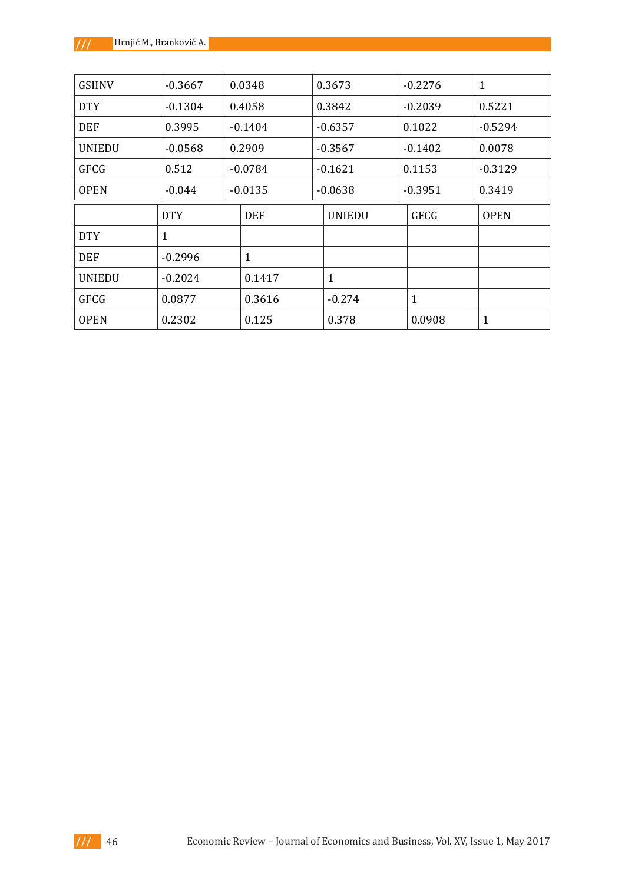| | | | | | |
|---|---|---|---|---|---|
| GSIINV | -0.3667 | 0.0348 | 0.3673 | -0.2276 | 1 |
| DTY | -0.1304 | 0.4058 | 0.3842 | -0.2039 | 0.5221 |
| DEF | 0.3995 | -0.1404 | -0.6357 | 0.1022 | -0.5294 |
| UNIEDU | -0.0568 | 0.2909 | -0.3567 | -0.1402 | 0.0078 |
| GFCG | 0.512 | -0.0784 | -0.1621 | 0.1153 | -0.3129 |
| OPEN | -0.044 | -0.0135 | -0.0638 | -0.3951 | 0.3419 |

| | DTY | DEF | UNIEDU | GFCG | OPEN |
|---|---|---|---|---|---|
| DTY | 1 | | | | |
| DEF | -0.2996 | 1 | | | |
| UNIEDU | -0.2024 | 0.1417 | 1 | | |
| GFCG | 0.0877 | 0.3616 | -0.274 | 1 | |
| OPEN | 0.2302 | 0.125 | 0.378 | 0.0908 | 1 |